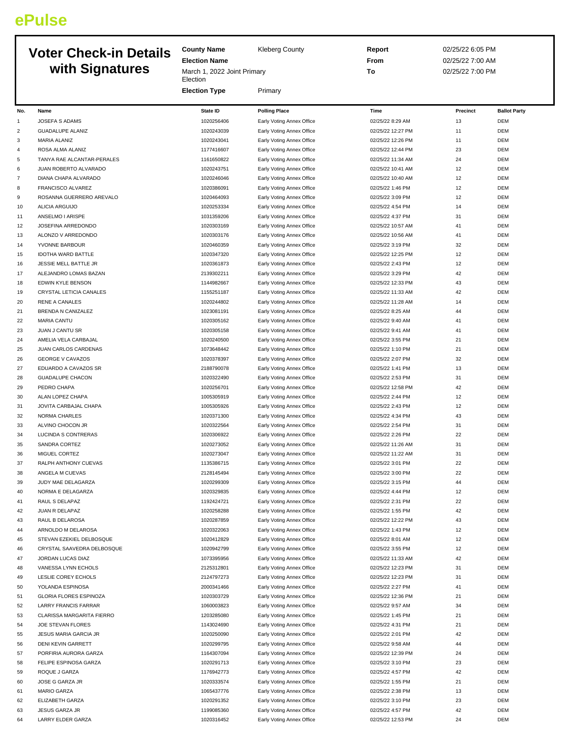ePulse

# Voter Check-in Details with Signatures

| | | | |
|---|---|---|---|
| **County Name** | Kleberg County | **Report** | 02/25/22 6:05 PM |
| **Election Name** | March 1, 2022 Joint Primary Election | **From** | 02/25/22 7:00 AM |
| | | **To** | 02/25/22 7:00 PM |
| **Election Type** | Primary | | |

| No. | Name | State ID | Polling Place | Time | Precinct | Ballot Party |
|---|---|---|---|---|---|---|
| 1 | JOSEFA S ADAMS | 1020256406 | Early Voting Annex Office | 02/25/22 8:29 AM | 13 | DEM |
| 2 | GUADALUPE ALANIZ | 1020243039 | Early Voting Annex Office | 02/25/22 12:27 PM | 11 | DEM |
| 3 | MARIA ALANIZ | 1020243041 | Early Voting Annex Office | 02/25/22 12:26 PM | 11 | DEM |
| 4 | ROSA ALMA ALANIZ | 1177416607 | Early Voting Annex Office | 02/25/22 12:44 PM | 23 | DEM |
| 5 | TANYA RAE ALCANTAR-PERALES | 1161650822 | Early Voting Annex Office | 02/25/22 11:34 AM | 24 | DEM |
| 6 | JUAN ROBERTO ALVARADO | 1020243751 | Early Voting Annex Office | 02/25/22 10:41 AM | 12 | DEM |
| 7 | DIANA CHAPA ALVARADO | 1020246046 | Early Voting Annex Office | 02/25/22 10:40 AM | 12 | DEM |
| 8 | FRANCISCO ALVAREZ | 1020386091 | Early Voting Annex Office | 02/25/22 1:46 PM | 12 | DEM |
| 9 | ROSANNA GUERRERO AREVALO | 1020464093 | Early Voting Annex Office | 02/25/22 3:09 PM | 12 | DEM |
| 10 | ALICIA ARGUIJO | 1020253334 | Early Voting Annex Office | 02/25/22 4:54 PM | 14 | DEM |
| 11 | ANSELMO I ARISPE | 1031359206 | Early Voting Annex Office | 02/25/22 4:37 PM | 31 | DEM |
| 12 | JOSEFINA ARREDONDO | 1020303169 | Early Voting Annex Office | 02/25/22 10:57 AM | 41 | DEM |
| 13 | ALONZO V ARREDONDO | 1020303176 | Early Voting Annex Office | 02/25/22 10:56 AM | 41 | DEM |
| 14 | YVONNE BARBOUR | 1020460359 | Early Voting Annex Office | 02/25/22 3:19 PM | 32 | DEM |
| 15 | IDOTHA WARD BATTLE | 1020347320 | Early Voting Annex Office | 02/25/22 12:25 PM | 12 | DEM |
| 16 | JESSIE MELL BATTLE JR | 1020361873 | Early Voting Annex Office | 02/25/22 2:43 PM | 12 | DEM |
| 17 | ALEJANDRO LOMAS BAZAN | 2139302211 | Early Voting Annex Office | 02/25/22 3:29 PM | 42 | DEM |
| 18 | EDWIN KYLE BENSON | 1144982667 | Early Voting Annex Office | 02/25/22 12:33 PM | 43 | DEM |
| 19 | CRYSTAL LETICIA CANALES | 1155251187 | Early Voting Annex Office | 02/25/22 11:33 AM | 42 | DEM |
| 20 | RENE A CANALES | 1020244802 | Early Voting Annex Office | 02/25/22 11:28 AM | 14 | DEM |
| 21 | BRENDA N CANIZALEZ | 1023081191 | Early Voting Annex Office | 02/25/22 8:25 AM | 44 | DEM |
| 22 | MARIA CANTU | 1020305162 | Early Voting Annex Office | 02/25/22 9:40 AM | 41 | DEM |
| 23 | JUAN J CANTU SR | 1020305158 | Early Voting Annex Office | 02/25/22 9:41 AM | 41 | DEM |
| 24 | AMELIA VELA CARBAJAL | 1020240500 | Early Voting Annex Office | 02/25/22 3:55 PM | 21 | DEM |
| 25 | JUAN CARLOS CARDENAS | 1073648442 | Early Voting Annex Office | 02/25/22 1:10 PM | 21 | DEM |
| 26 | GEORGE V CAVAZOS | 1020378397 | Early Voting Annex Office | 02/25/22 2:07 PM | 32 | DEM |
| 27 | EDUARDO A CAVAZOS SR | 2188790078 | Early Voting Annex Office | 02/25/22 1:41 PM | 13 | DEM |
| 28 | GUADALUPE CHACON | 1020322490 | Early Voting Annex Office | 02/25/22 2:53 PM | 31 | DEM |
| 29 | PEDRO CHAPA | 1020256701 | Early Voting Annex Office | 02/25/22 12:58 PM | 42 | DEM |
| 30 | ALAN LOPEZ CHAPA | 1005305919 | Early Voting Annex Office | 02/25/22 2:44 PM | 12 | DEM |
| 31 | JOVITA CARBAJAL CHAPA | 1005305926 | Early Voting Annex Office | 02/25/22 2:43 PM | 12 | DEM |
| 32 | NORMA CHARLES | 1020371300 | Early Voting Annex Office | 02/25/22 4:34 PM | 43 | DEM |
| 33 | ALVINO CHOCON JR | 1020322564 | Early Voting Annex Office | 02/25/22 2:54 PM | 31 | DEM |
| 34 | LUCINDA S CONTRERAS | 1020306922 | Early Voting Annex Office | 02/25/22 2:26 PM | 22 | DEM |
| 35 | SANDRA CORTEZ | 1020273052 | Early Voting Annex Office | 02/25/22 11:26 AM | 31 | DEM |
| 36 | MIGUEL CORTEZ | 1020273047 | Early Voting Annex Office | 02/25/22 11:22 AM | 31 | DEM |
| 37 | RALPH ANTHONY CUEVAS | 1135386715 | Early Voting Annex Office | 02/25/22 3:01 PM | 22 | DEM |
| 38 | ANGELA M CUEVAS | 2128145494 | Early Voting Annex Office | 02/25/22 3:00 PM | 22 | DEM |
| 39 | JUDY MAE DELAGARZA | 1020299309 | Early Voting Annex Office | 02/25/22 3:15 PM | 44 | DEM |
| 40 | NORMA E DELAGARZA | 1020329835 | Early Voting Annex Office | 02/25/22 4:44 PM | 12 | DEM |
| 41 | RAUL S DELAPAZ | 1192424721 | Early Voting Annex Office | 02/25/22 2:31 PM | 22 | DEM |
| 42 | JUAN R DELAPAZ | 1020258288 | Early Voting Annex Office | 02/25/22 1:55 PM | 42 | DEM |
| 43 | RAUL B DELAROSA | 1020287859 | Early Voting Annex Office | 02/25/22 12:22 PM | 43 | DEM |
| 44 | ARNOLDO M DELAROSA | 1020322063 | Early Voting Annex Office | 02/25/22 1:43 PM | 12 | DEM |
| 45 | STEVAN EZEKIEL DELBOSQUE | 1020412829 | Early Voting Annex Office | 02/25/22 8:01 AM | 12 | DEM |
| 46 | CRYSTAL SAAVEDRA DELBOSQUE | 1020942799 | Early Voting Annex Office | 02/25/22 3:55 PM | 12 | DEM |
| 47 | JORDAN LUCAS DIAZ | 1073395956 | Early Voting Annex Office | 02/25/22 11:33 AM | 42 | DEM |
| 48 | VANESSA LYNN ECHOLS | 2125312801 | Early Voting Annex Office | 02/25/22 12:23 PM | 31 | DEM |
| 49 | LESLIE COREY ECHOLS | 2124797273 | Early Voting Annex Office | 02/25/22 12:23 PM | 31 | DEM |
| 50 | YOLANDA ESPINOSA | 2000341466 | Early Voting Annex Office | 02/25/22 2:27 PM | 41 | DEM |
| 51 | GLORIA FLORES ESPINOZA | 1020303729 | Early Voting Annex Office | 02/25/22 12:36 PM | 21 | DEM |
| 52 | LARRY FRANCIS FARRAR | 1060003823 | Early Voting Annex Office | 02/25/22 9:57 AM | 34 | DEM |
| 53 | CLARISSA MARGARITA FIERRO | 1203285080 | Early Voting Annex Office | 02/25/22 1:45 PM | 21 | DEM |
| 54 | JOE STEVAN FLORES | 1143024690 | Early Voting Annex Office | 02/25/22 4:31 PM | 21 | DEM |
| 55 | JESUS MARIA GARCIA JR | 1020250090 | Early Voting Annex Office | 02/25/22 2:01 PM | 42 | DEM |
| 56 | DENI KEVIN GARRETT | 1020299795 | Early Voting Annex Office | 02/25/22 9:58 AM | 44 | DEM |
| 57 | PORFIRIA AURORA GARZA | 1164307094 | Early Voting Annex Office | 02/25/22 12:39 PM | 24 | DEM |
| 58 | FELIPE ESPINOSA GARZA | 1020291713 | Early Voting Annex Office | 02/25/22 3:10 PM | 23 | DEM |
| 59 | ROQUE J GARZA | 1176942773 | Early Voting Annex Office | 02/25/22 4:57 PM | 42 | DEM |
| 60 | JOSE G GARZA JR | 1020333574 | Early Voting Annex Office | 02/25/22 1:55 PM | 21 | DEM |
| 61 | MARIO GARZA | 1065437776 | Early Voting Annex Office | 02/25/22 2:38 PM | 13 | DEM |
| 62 | ELIZABETH GARZA | 1020291352 | Early Voting Annex Office | 02/25/22 3:10 PM | 23 | DEM |
| 63 | JESUS GARZA JR | 1199085360 | Early Voting Annex Office | 02/25/22 4:57 PM | 42 | DEM |
| 64 | LARRY ELDER GARZA | 1020316452 | Early Voting Annex Office | 02/25/22 12:53 PM | 24 | DEM |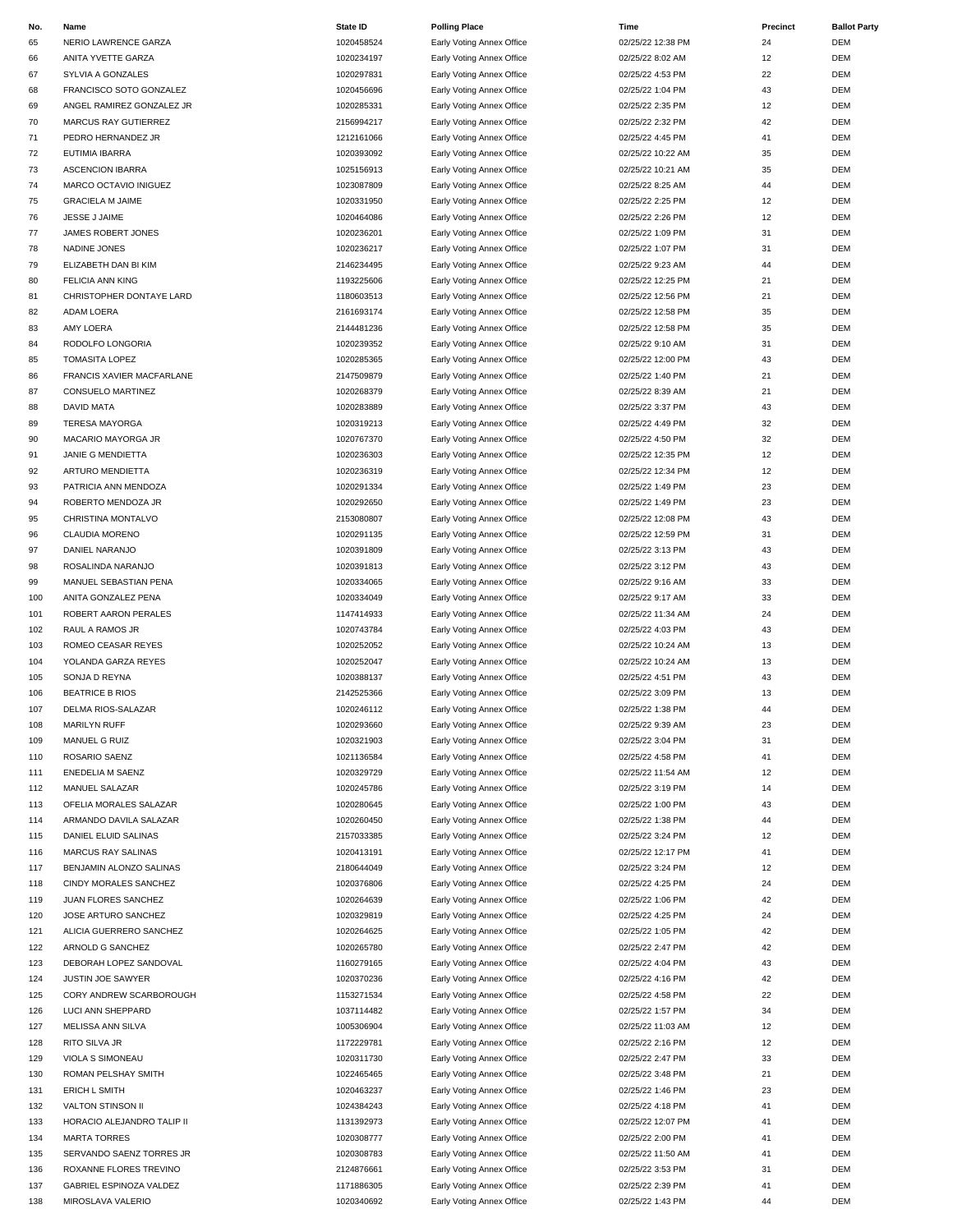| No. | Name | State ID | Polling Place | Time | Precinct | Ballot Party |
|---|---|---|---|---|---|---|
| 65 | NERIO LAWRENCE GARZA | 1020458524 | Early Voting Annex Office | 02/25/22 12:38 PM | 24 | DEM |
| 66 | ANITA YVETTE GARZA | 1020234197 | Early Voting Annex Office | 02/25/22 8:02 AM | 12 | DEM |
| 67 | SYLVIA A GONZALES | 1020297831 | Early Voting Annex Office | 02/25/22 4:53 PM | 22 | DEM |
| 68 | FRANCISCO SOTO GONZALEZ | 1020456696 | Early Voting Annex Office | 02/25/22 1:04 PM | 43 | DEM |
| 69 | ANGEL RAMIREZ GONZALEZ JR | 1020285331 | Early Voting Annex Office | 02/25/22 2:35 PM | 12 | DEM |
| 70 | MARCUS RAY GUTIERREZ | 2156994217 | Early Voting Annex Office | 02/25/22 2:32 PM | 42 | DEM |
| 71 | PEDRO HERNANDEZ JR | 1212161066 | Early Voting Annex Office | 02/25/22 4:45 PM | 41 | DEM |
| 72 | EUTIMIA IBARRA | 1020393092 | Early Voting Annex Office | 02/25/22 10:22 AM | 35 | DEM |
| 73 | ASCENCION IBARRA | 1025156913 | Early Voting Annex Office | 02/25/22 10:21 AM | 35 | DEM |
| 74 | MARCO OCTAVIO INIGUEZ | 1023087809 | Early Voting Annex Office | 02/25/22 8:25 AM | 44 | DEM |
| 75 | GRACIELA M JAIME | 1020331950 | Early Voting Annex Office | 02/25/22 2:25 PM | 12 | DEM |
| 76 | JESSE J JAIME | 1020464086 | Early Voting Annex Office | 02/25/22 2:26 PM | 12 | DEM |
| 77 | JAMES ROBERT JONES | 1020236201 | Early Voting Annex Office | 02/25/22 1:09 PM | 31 | DEM |
| 78 | NADINE JONES | 1020236217 | Early Voting Annex Office | 02/25/22 1:07 PM | 31 | DEM |
| 79 | ELIZABETH DAN BI KIM | 2146234495 | Early Voting Annex Office | 02/25/22 9:23 AM | 44 | DEM |
| 80 | FELICIA ANN KING | 1193225606 | Early Voting Annex Office | 02/25/22 12:25 PM | 21 | DEM |
| 81 | CHRISTOPHER DONTAYE LARD | 1180603513 | Early Voting Annex Office | 02/25/22 12:56 PM | 21 | DEM |
| 82 | ADAM LOERA | 2161693174 | Early Voting Annex Office | 02/25/22 12:58 PM | 35 | DEM |
| 83 | AMY LOERA | 2144481236 | Early Voting Annex Office | 02/25/22 12:58 PM | 35 | DEM |
| 84 | RODOLFO LONGORIA | 1020239352 | Early Voting Annex Office | 02/25/22 9:10 AM | 31 | DEM |
| 85 | TOMASITA LOPEZ | 1020285365 | Early Voting Annex Office | 02/25/22 12:00 PM | 43 | DEM |
| 86 | FRANCIS XAVIER MACFARLANE | 2147509879 | Early Voting Annex Office | 02/25/22 1:40 PM | 21 | DEM |
| 87 | CONSUELO MARTINEZ | 1020268379 | Early Voting Annex Office | 02/25/22 8:39 AM | 21 | DEM |
| 88 | DAVID MATA | 1020283889 | Early Voting Annex Office | 02/25/22 3:37 PM | 43 | DEM |
| 89 | TERESA MAYORGA | 1020319213 | Early Voting Annex Office | 02/25/22 4:49 PM | 32 | DEM |
| 90 | MACARIO MAYORGA JR | 1020767370 | Early Voting Annex Office | 02/25/22 4:50 PM | 32 | DEM |
| 91 | JANIE G MENDIETTA | 1020236303 | Early Voting Annex Office | 02/25/22 12:35 PM | 12 | DEM |
| 92 | ARTURO MENDIETTA | 1020236319 | Early Voting Annex Office | 02/25/22 12:34 PM | 12 | DEM |
| 93 | PATRICIA ANN MENDOZA | 1020291334 | Early Voting Annex Office | 02/25/22 1:49 PM | 23 | DEM |
| 94 | ROBERTO MENDOZA JR | 1020292650 | Early Voting Annex Office | 02/25/22 1:49 PM | 23 | DEM |
| 95 | CHRISTINA MONTALVO | 2153080807 | Early Voting Annex Office | 02/25/22 12:08 PM | 43 | DEM |
| 96 | CLAUDIA MORENO | 1020291135 | Early Voting Annex Office | 02/25/22 12:59 PM | 31 | DEM |
| 97 | DANIEL NARANJO | 1020391809 | Early Voting Annex Office | 02/25/22 3:13 PM | 43 | DEM |
| 98 | ROSALINDA NARANJO | 1020391813 | Early Voting Annex Office | 02/25/22 3:12 PM | 43 | DEM |
| 99 | MANUEL SEBASTIAN PENA | 1020334065 | Early Voting Annex Office | 02/25/22 9:16 AM | 33 | DEM |
| 100 | ANITA GONZALEZ PENA | 1020334049 | Early Voting Annex Office | 02/25/22 9:17 AM | 33 | DEM |
| 101 | ROBERT AARON PERALES | 1147414933 | Early Voting Annex Office | 02/25/22 11:34 AM | 24 | DEM |
| 102 | RAUL A RAMOS JR | 1020743784 | Early Voting Annex Office | 02/25/22 4:03 PM | 43 | DEM |
| 103 | ROMEO CEASAR REYES | 1020252052 | Early Voting Annex Office | 02/25/22 10:24 AM | 13 | DEM |
| 104 | YOLANDA GARZA REYES | 1020252047 | Early Voting Annex Office | 02/25/22 10:24 AM | 13 | DEM |
| 105 | SONJA D REYNA | 1020388137 | Early Voting Annex Office | 02/25/22 4:51 PM | 43 | DEM |
| 106 | BEATRICE B RIOS | 2142525366 | Early Voting Annex Office | 02/25/22 3:09 PM | 13 | DEM |
| 107 | DELMA RIOS-SALAZAR | 1020246112 | Early Voting Annex Office | 02/25/22 1:38 PM | 44 | DEM |
| 108 | MARILYN RUFF | 1020293660 | Early Voting Annex Office | 02/25/22 9:39 AM | 23 | DEM |
| 109 | MANUEL G RUIZ | 1020321903 | Early Voting Annex Office | 02/25/22 3:04 PM | 31 | DEM |
| 110 | ROSARIO SAENZ | 1021136584 | Early Voting Annex Office | 02/25/22 4:58 PM | 41 | DEM |
| 111 | ENEDELIA M SAENZ | 1020329729 | Early Voting Annex Office | 02/25/22 11:54 AM | 12 | DEM |
| 112 | MANUEL SALAZAR | 1020245786 | Early Voting Annex Office | 02/25/22 3:19 PM | 14 | DEM |
| 113 | OFELIA MORALES SALAZAR | 1020280645 | Early Voting Annex Office | 02/25/22 1:00 PM | 43 | DEM |
| 114 | ARMANDO DAVILA SALAZAR | 1020260450 | Early Voting Annex Office | 02/25/22 1:38 PM | 44 | DEM |
| 115 | DANIEL ELUID SALINAS | 2157033385 | Early Voting Annex Office | 02/25/22 3:24 PM | 12 | DEM |
| 116 | MARCUS RAY SALINAS | 1020413191 | Early Voting Annex Office | 02/25/22 12:17 PM | 41 | DEM |
| 117 | BENJAMIN ALONZO SALINAS | 2180644049 | Early Voting Annex Office | 02/25/22 3:24 PM | 12 | DEM |
| 118 | CINDY MORALES SANCHEZ | 1020376806 | Early Voting Annex Office | 02/25/22 4:25 PM | 24 | DEM |
| 119 | JUAN FLORES SANCHEZ | 1020264639 | Early Voting Annex Office | 02/25/22 1:06 PM | 42 | DEM |
| 120 | JOSE ARTURO SANCHEZ | 1020329819 | Early Voting Annex Office | 02/25/22 4:25 PM | 24 | DEM |
| 121 | ALICIA GUERRERO SANCHEZ | 1020264625 | Early Voting Annex Office | 02/25/22 1:05 PM | 42 | DEM |
| 122 | ARNOLD G SANCHEZ | 1020265780 | Early Voting Annex Office | 02/25/22 2:47 PM | 42 | DEM |
| 123 | DEBORAH LOPEZ SANDOVAL | 1160279165 | Early Voting Annex Office | 02/25/22 4:04 PM | 43 | DEM |
| 124 | JUSTIN JOE SAWYER | 1020370236 | Early Voting Annex Office | 02/25/22 4:16 PM | 42 | DEM |
| 125 | CORY ANDREW SCARBOROUGH | 1153271534 | Early Voting Annex Office | 02/25/22 4:58 PM | 22 | DEM |
| 126 | LUCI ANN SHEPPARD | 1037114482 | Early Voting Annex Office | 02/25/22 1:57 PM | 34 | DEM |
| 127 | MELISSA ANN SILVA | 1005306904 | Early Voting Annex Office | 02/25/22 11:03 AM | 12 | DEM |
| 128 | RITO SILVA JR | 1172229781 | Early Voting Annex Office | 02/25/22 2:16 PM | 12 | DEM |
| 129 | VIOLA S SIMONEAU | 1020311730 | Early Voting Annex Office | 02/25/22 2:47 PM | 33 | DEM |
| 130 | ROMAN PELSHAY SMITH | 1022465465 | Early Voting Annex Office | 02/25/22 3:48 PM | 21 | DEM |
| 131 | ERICH L SMITH | 1020463237 | Early Voting Annex Office | 02/25/22 1:46 PM | 23 | DEM |
| 132 | VALTON STINSON II | 1024384243 | Early Voting Annex Office | 02/25/22 4:18 PM | 41 | DEM |
| 133 | HORACIO ALEJANDRO TALIP II | 1131392973 | Early Voting Annex Office | 02/25/22 12:07 PM | 41 | DEM |
| 134 | MARTA TORRES | 1020308777 | Early Voting Annex Office | 02/25/22 2:00 PM | 41 | DEM |
| 135 | SERVANDO SAENZ TORRES JR | 1020308783 | Early Voting Annex Office | 02/25/22 11:50 AM | 41 | DEM |
| 136 | ROXANNE FLORES TREVINO | 2124876661 | Early Voting Annex Office | 02/25/22 3:53 PM | 31 | DEM |
| 137 | GABRIEL ESPINOZA VALDEZ | 1171886305 | Early Voting Annex Office | 02/25/22 2:39 PM | 41 | DEM |
| 138 | MIROSLAVA VALERIO | 1020340692 | Early Voting Annex Office | 02/25/22 1:43 PM | 44 | DEM |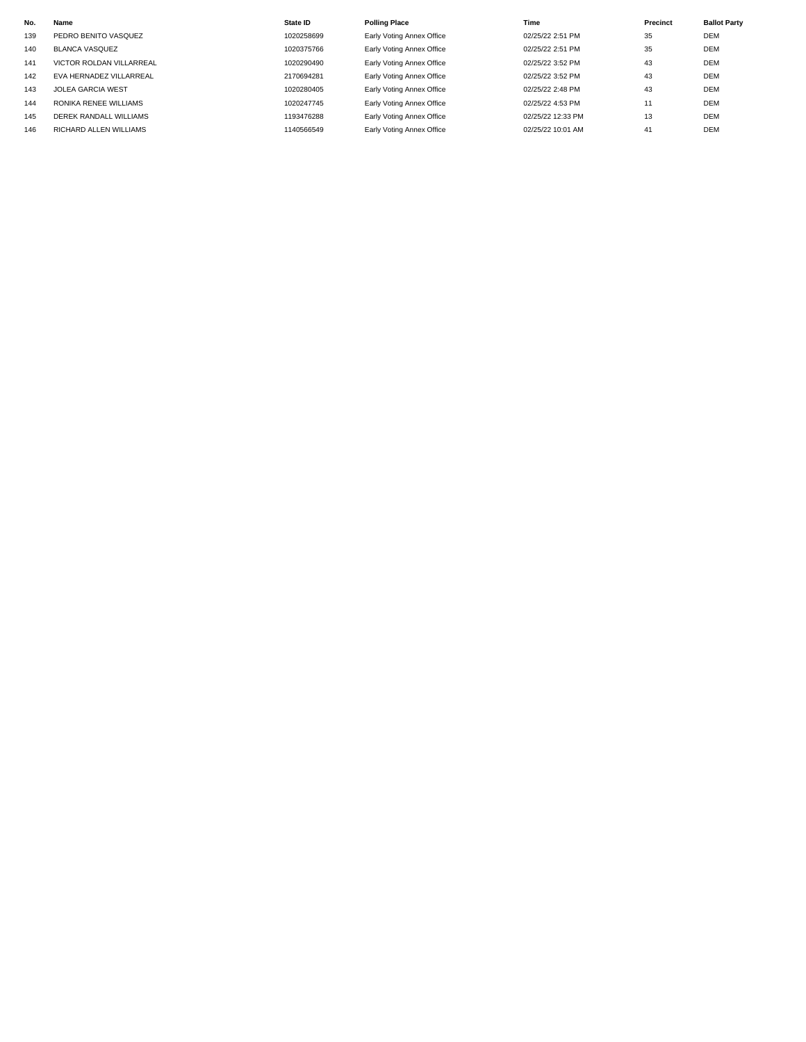| No. | Name | State ID | Polling Place | Time | Precinct | Ballot Party |
|---|---|---|---|---|---|---|
| 139 | PEDRO BENITO VASQUEZ | 1020258699 | Early Voting Annex Office | 02/25/22 2:51 PM | 35 | DEM |
| 140 | BLANCA VASQUEZ | 1020375766 | Early Voting Annex Office | 02/25/22 2:51 PM | 35 | DEM |
| 141 | VICTOR ROLDAN VILLARREAL | 1020290490 | Early Voting Annex Office | 02/25/22 3:52 PM | 43 | DEM |
| 142 | EVA HERNADEZ VILLARREAL | 2170694281 | Early Voting Annex Office | 02/25/22 3:52 PM | 43 | DEM |
| 143 | JOLEA GARCIA WEST | 1020280405 | Early Voting Annex Office | 02/25/22 2:48 PM | 43 | DEM |
| 144 | RONIKA RENEE WILLIAMS | 1020247745 | Early Voting Annex Office | 02/25/22 4:53 PM | 11 | DEM |
| 145 | DEREK RANDALL WILLIAMS | 1193476288 | Early Voting Annex Office | 02/25/22 12:33 PM | 13 | DEM |
| 146 | RICHARD ALLEN WILLIAMS | 1140566549 | Early Voting Annex Office | 02/25/22 10:01 AM | 41 | DEM |